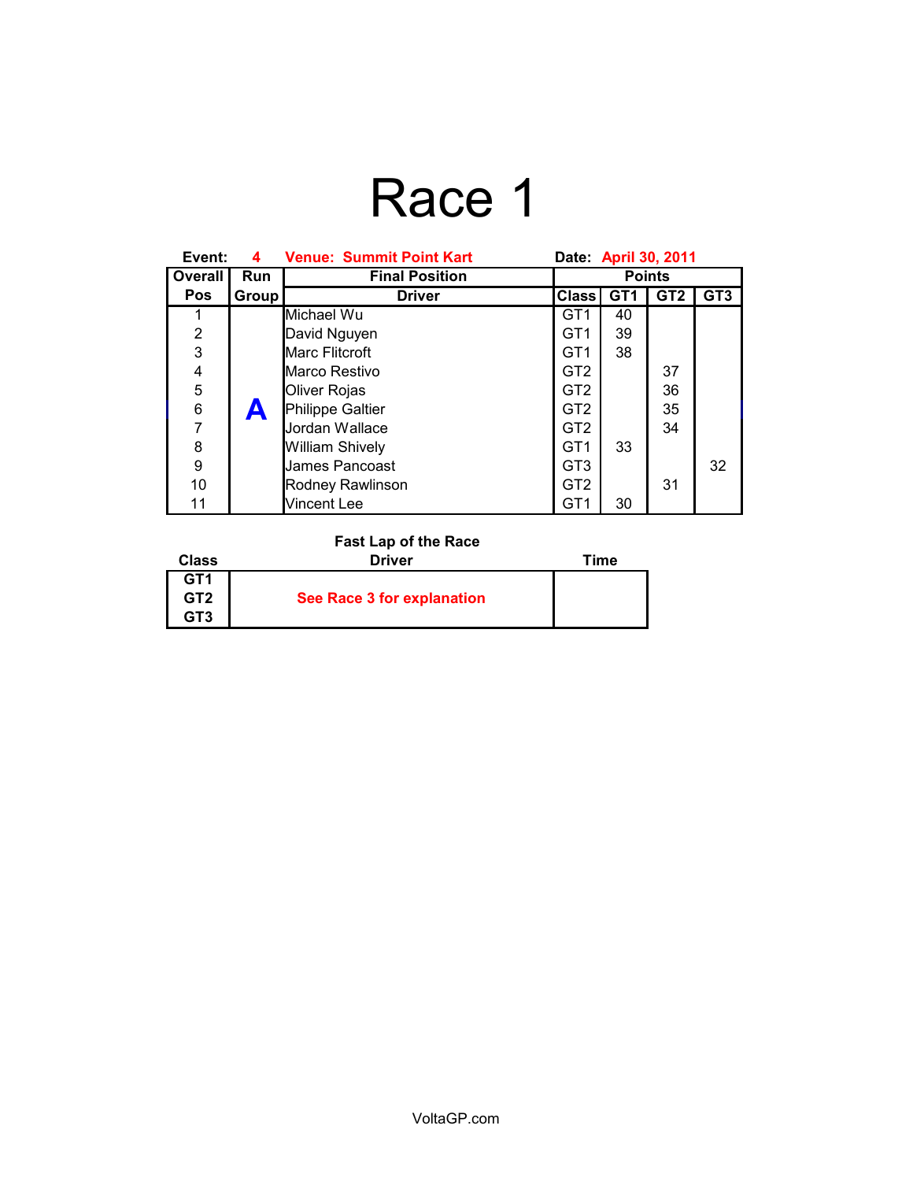# Race 1

**Event:** 4 **Venue: Summit Point Kart** **Date:** April 30, 2011

| Overall | Run | Final Position | Points | | | |
|---|---|---|---|---|---|---|
| Pos | Group | Driver | Class | GT1 | GT2 | GT3 |
| 1 | A | Michael Wu | GT1 | 40 | | |
| 2 | | David Nguyen | GT1 | 39 | | |
| 3 | | Marc Flitcroft | GT1 | 38 | | |
| 4 | | Marco Restivo | GT2 | | 37 | |
| 5 | | Oliver Rojas | GT2 | | 36 | |
| 6 | | Philippe Galtier | GT2 | | 35 | |
| 7 | | Jordan Wallace | GT2 | | 34 | |
| 8 | | William Shively | GT1 | 33 | | |
| 9 | | James Pancoast | GT3 | | | 32 |
| 10 | | Rodney Rawlinson | GT2 | | 31 | |
| 11 | | Vincent Lee | GT1 | 30 | | |

**Fast Lap of the Race**

| Class | Driver | Time |
|---|---|---|
| GT1 | See Race 3 for explanation | |
| GT2 | | |
| GT3 | | |

VoltaGP.com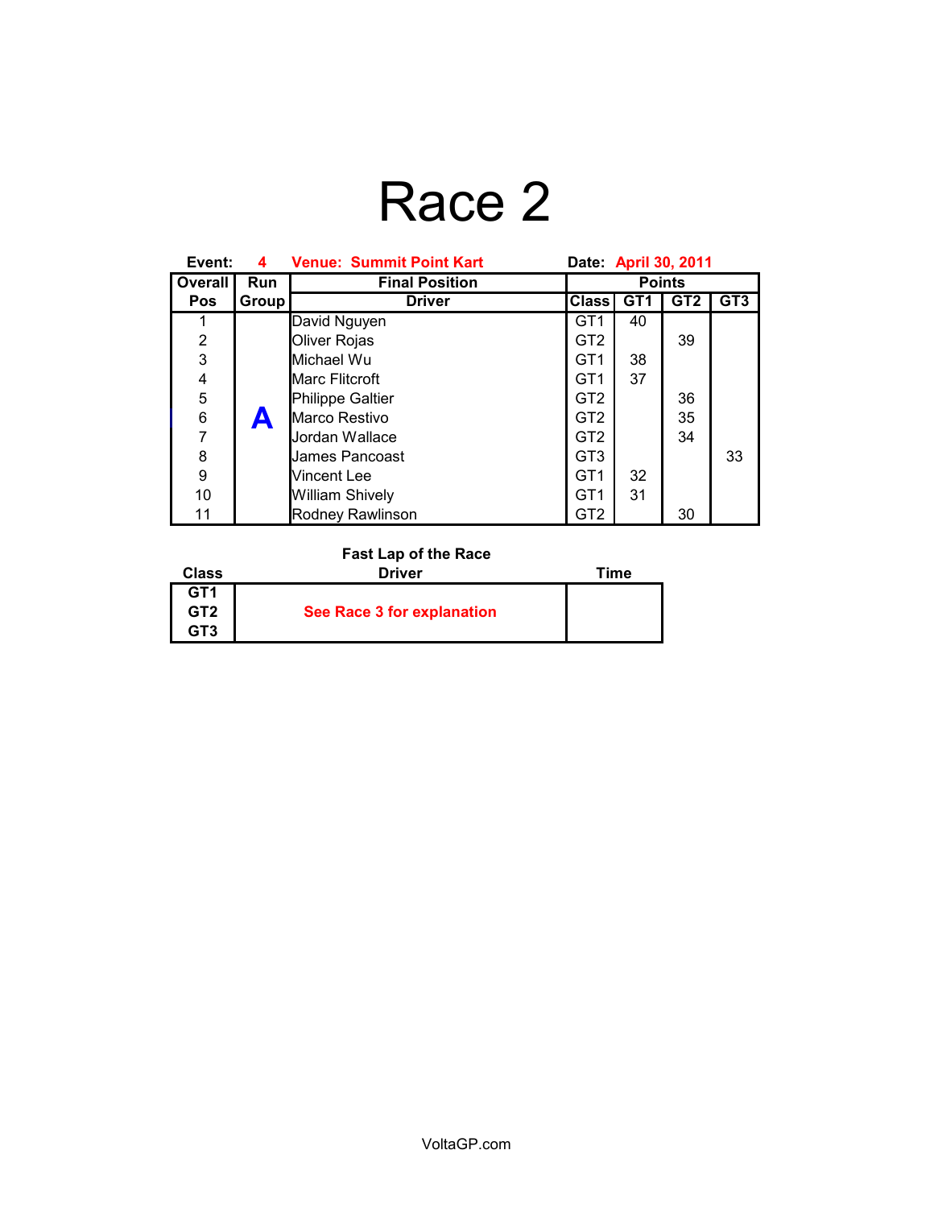# Race 2

**Event:** 4 **Venue: Summit Point Kart** **Date:** April 30, 2011

| Overall Pos | Run Group | Final Position Driver | Class | Points GT1 | GT2 | GT3 |
|---|---|---|---|---|---|---|
| 1 | A | David Nguyen | GT1 | 40 | | |
| 2 | | Oliver Rojas | GT2 | | 39 | |
| 3 | | Michael Wu | GT1 | 38 | | |
| 4 | | Marc Flitcroft | GT1 | 37 | | |
| 5 | | Philippe Galtier | GT2 | | 36 | |
| 6 | | Marco Restivo | GT2 | | 35 | |
| 7 | | Jordan Wallace | GT2 | | 34 | |
| 8 | | James Pancoast | GT3 | | | 33 |
| 9 | | Vincent Lee | GT1 | 32 | | |
| 10 | | William Shively | GT1 | 31 | | |
| 11 | | Rodney Rawlinson | GT2 | | 30 | |

**Fast Lap of the Race**

| Class | Driver | Time |
|---|---|---|
| GT1 | See Race 3 for explanation | |
| GT2 | | |
| GT3 | | |

VoltaGP.com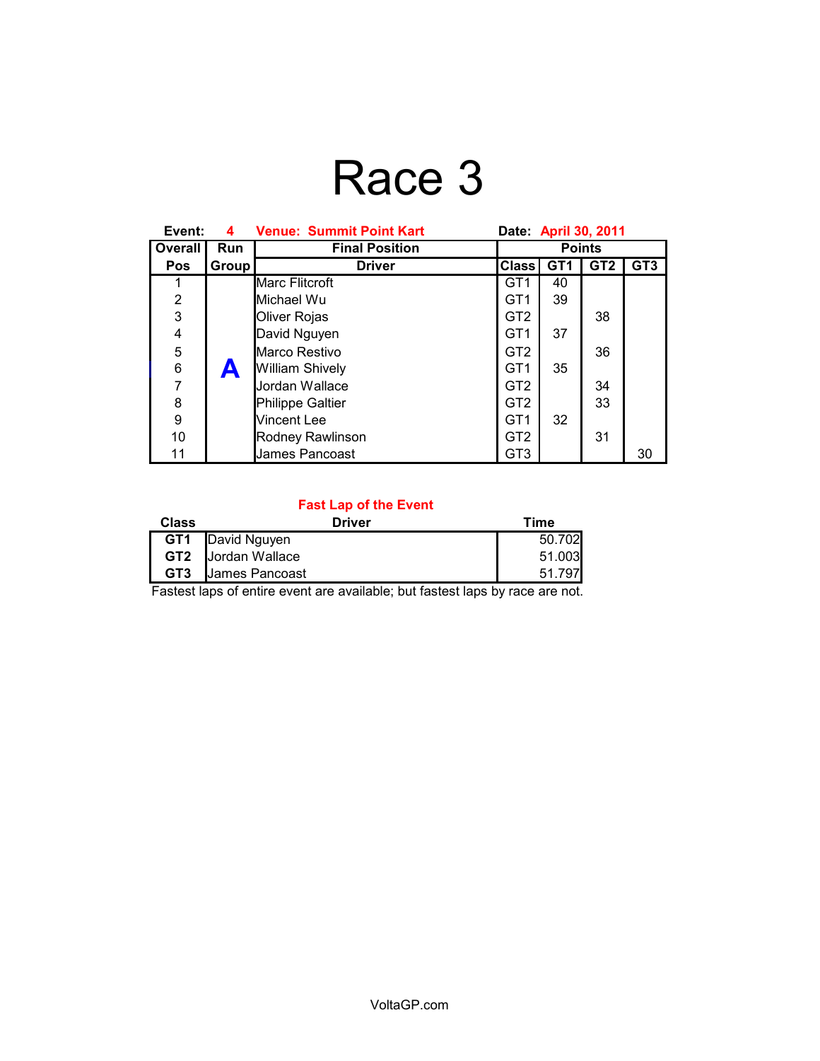# Race 3

**Event:** 4 **Venue: Summit Point Kart** **Date:** April 30, 2011

| Overall Pos | Run Group | Final Position Driver | Class | GT1 | GT2 | GT3 |
|---|---|---|---|---|---|---|
| 1 | A | Marc Flitcroft | GT1 | 40 | | |
| 2 | | Michael Wu | GT1 | 39 | | |
| 3 | | Oliver Rojas | GT2 | | 38 | |
| 4 | | David Nguyen | GT1 | 37 | | |
| 5 | | Marco Restivo | GT2 | | 36 | |
| 6 | | William Shively | GT1 | 35 | | |
| 7 | | Jordan Wallace | GT2 | | 34 | |
| 8 | | Philippe Galtier | GT2 | | 33 | |
| 9 | | Vincent Lee | GT1 | 32 | | |
| 10 | | Rodney Rawlinson | GT2 | | 31 | |
| 11 | | James Pancoast | GT3 | | | 30 |

**Fast Lap of the Event**

| Class | Driver | Time |
|---|---|---|
| GT1 | David Nguyen | 50.702 |
| GT2 | Jordan Wallace | 51.003 |
| GT3 | James Pancoast | 51.797 |

Fastest laps of entire event are available; but fastest laps by race are not.

VoltaGP.com